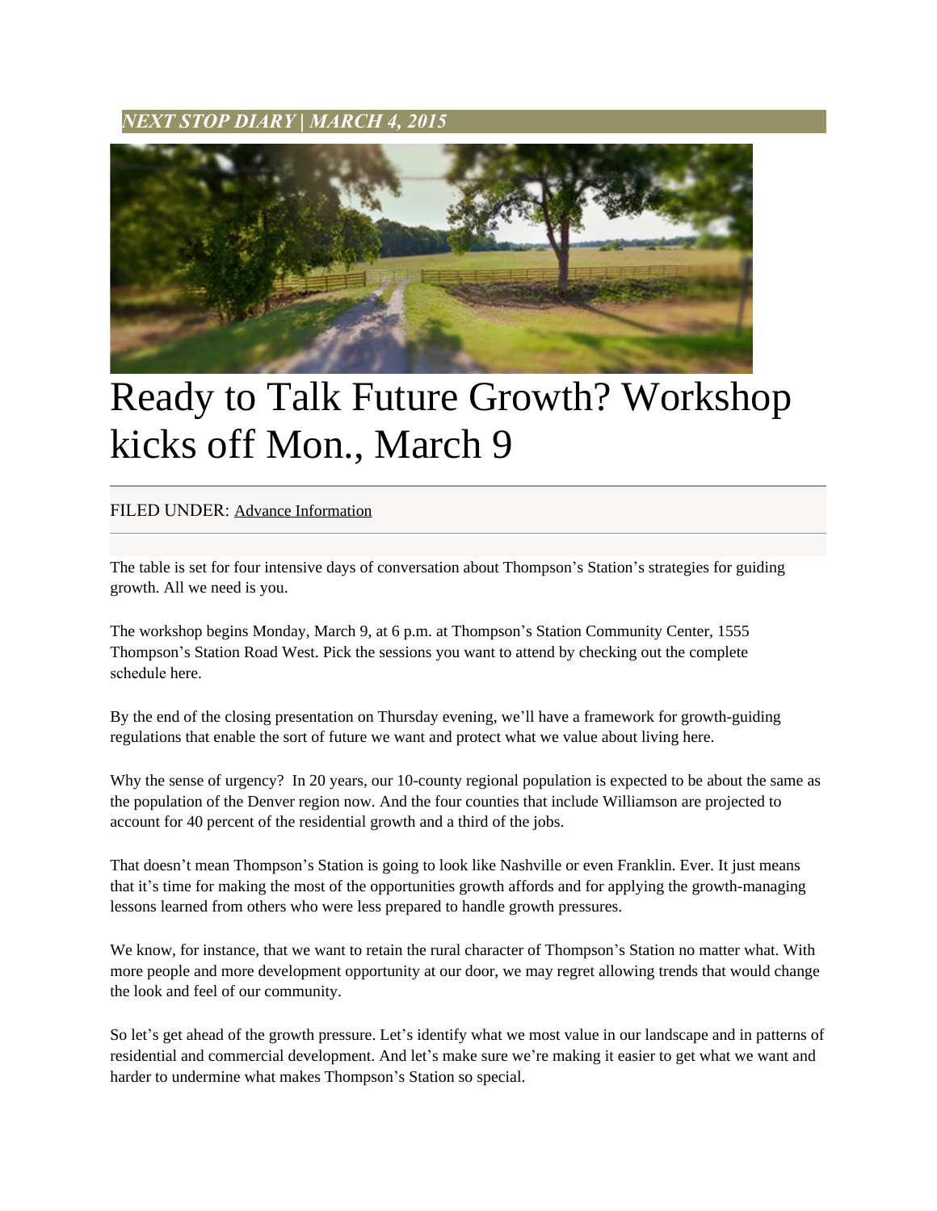*NEXT STOP DIARY | MARCH 4, 2015*

# Ready to Talk Future Growth? Workshop kicks off Mon., March 9

FILED UNDER: Advance Information

The table is set for four intensive days of conversation about Thompson's Station's strategies for guiding growth. All we need is you.

The workshop begins Monday, March 9, at 6 p.m. at Thompson's Station Community Center, 1555 Thompson's Station Road West. Pick the sessions you want to attend by checking out the complete schedule here.

By the end of the closing presentation on Thursday evening, we'll have a framework for growth-guiding regulations that enable the sort of future we want and protect what we value about living here.

Why the sense of urgency? In 20 years, our 10-county regional population is expected to be about the same as the population of the Denver region now. And the four counties that include Williamson are projected to account for 40 percent of the residential growth and a third of the jobs.

That doesn't mean Thompson's Station is going to look like Nashville or even Franklin. Ever. It just means that it's time for making the most of the opportunities growth affords and for applying the growth-managing lessons learned from others who were less prepared to handle growth pressures.

We know, for instance, that we want to retain the rural character of Thompson's Station no matter what. With more people and more development opportunity at our door, we may regret allowing trends that would change the look and feel of our community.

So let's get ahead of the growth pressure. Let's identify what we most value in our landscape and in patterns of residential and commercial development. And let's make sure we're making it easier to get what we want and harder to undermine what makes Thompson's Station so special.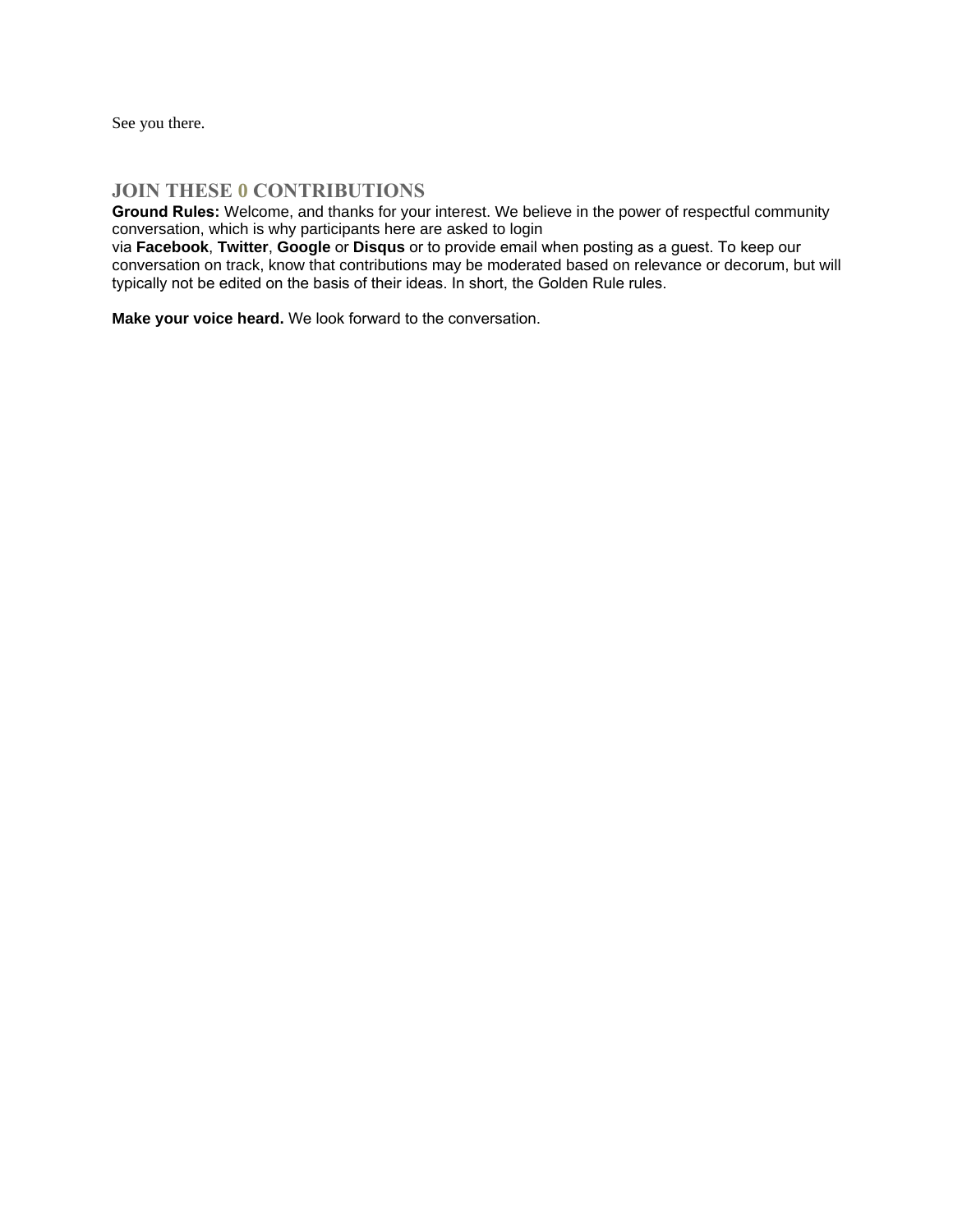See you there.

## JOIN THESE 0 CONTRIBUTIONS

**Ground Rules:** Welcome, and thanks for your interest. We believe in the power of respectful community conversation, which is why participants here are asked to login via **Facebook**, **Twitter**, **Google** or **Disqus** or to provide email when posting as a guest. To keep our conversation on track, know that contributions may be moderated based on relevance or decorum, but will typically not be edited on the basis of their ideas. In short, the Golden Rule rules.

**Make your voice heard.** We look forward to the conversation.